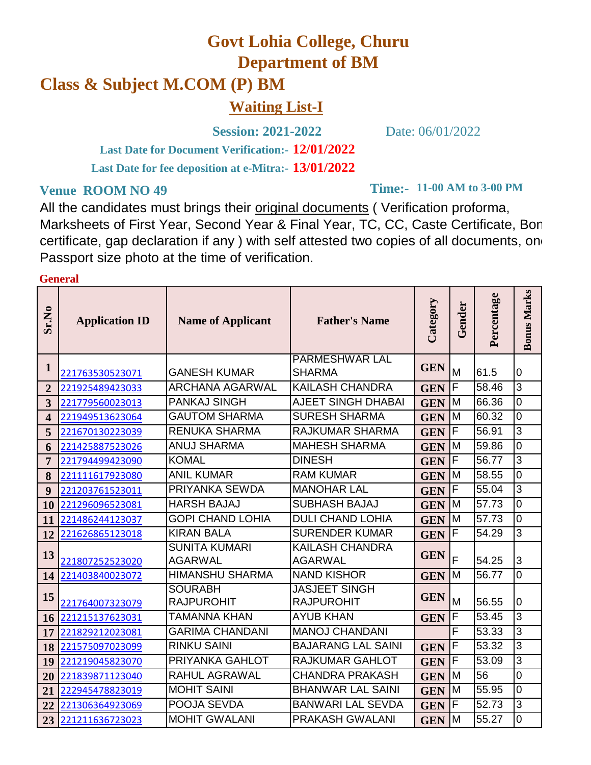# Govt Lohia College, Churu

## Department of BM

## Class & Subject M.COM (P) BM

### Waiting List-I

**Session: 2021-2022** Date: 06/01/2022

**Last Date for Document Verification:- 12/01/2022**

**Last Date for fee deposition at e-Mitra:- 13/01/2022**

**Venue ROOM NO 49** **Time:- 11-00 AM to 3-00 PM**

All the candidates must brings their original documents ( Verification proforma, Marksheets of First Year, Second Year & Final Year, TC, CC, Caste Certificate, Bon certificate, gap declaration if any ) with self attested two copies of all documents, one Passport size photo at the time of verification.

**General**

| Sr.No | Application ID | Name of Applicant | Father's Name | Category | Gender | Percentage | Bonus Marks |
|---|---|---|---|---|---|---|---|
| 1 | 221763530523071 | GANESH KUMAR | PARMESHWAR LAL SHARMA | GEN | M | 61.5 | 0 |
| 2 | 221925489423033 | ARCHANA AGARWAL | KAILASH CHANDRA | GEN | F | 58.46 | 3 |
| 3 | 221779560023013 | PANKAJ SINGH | AJEET SINGH DHABAI | GEN | M | 66.36 | 0 |
| 4 | 221949513623064 | GAUTOM SHARMA | SURESH SHARMA | GEN | M | 60.32 | 0 |
| 5 | 221670130223039 | RENUKA SHARMA | RAJKUMAR SHARMA | GEN | F | 56.91 | 3 |
| 6 | 221425887523026 | ANUJ SHARMA | MAHESH SHARMA | GEN | M | 59.86 | 0 |
| 7 | 221794499423090 | KOMAL | DINESH | GEN | F | 56.77 | 3 |
| 8 | 221111617923080 | ANIL KUMAR | RAM KUMAR | GEN | M | 58.55 | 0 |
| 9 | 221203761523011 | PRIYANKA SEWDA | MANOHAR LAL | GEN | F | 55.04 | 3 |
| 10 | 221296096523081 | HARSH BAJAJ | SUBHASH BAJAJ | GEN | M | 57.73 | 0 |
| 11 | 221486244123037 | GOPI CHAND LOHIA | DULI CHAND LOHIA | GEN | M | 57.73 | 0 |
| 12 | 221626865123018 | KIRAN BALA | SURENDER KUMAR | GEN | F | 54.29 | 3 |
| 13 | 221807252523020 | SUNITA KUMARI AGARWAL | KAILASH CHANDRA AGARWAL | GEN | F | 54.25 | 3 |
| 14 | 221403840023072 | HIMANSHU SHARMA | NAND KISHOR | GEN | M | 56.77 | 0 |
| 15 | 221764007323079 | SOURABH RAJPUROHIT | JASJEET SINGH RAJPUROHIT | GEN | M | 56.55 | 0 |
| 16 | 221215137623031 | TAMANNA KHAN | AYUB KHAN | GEN | F | 53.45 | 3 |
| 17 | 221829212023081 | GARIMA CHANDANI | MANOJ CHANDANI | | F | 53.33 | 3 |
| 18 | 221575097023099 | RINKU SAINI | BAJARANG LAL SAINI | GEN | F | 53.32 | 3 |
| 19 | 221219045823070 | PRIYANKA GAHLOT | RAJKUMAR GAHLOT | GEN | F | 53.09 | 3 |
| 20 | 221839871123040 | RAHUL AGRAWAL | CHANDRA PRAKASH | GEN | M | 56 | 0 |
| 21 | 222945478823019 | MOHIT SAINI | BHANWAR LAL SAINI | GEN | M | 55.95 | 0 |
| 22 | 221306364923069 | POOJA SEVDA | BANWARI LAL SEVDA | GEN | F | 52.73 | 3 |
| 23 | 221211636723023 | MOHIT GWALANI | PRAKASH GWALANI | GEN | M | 55.27 | 0 |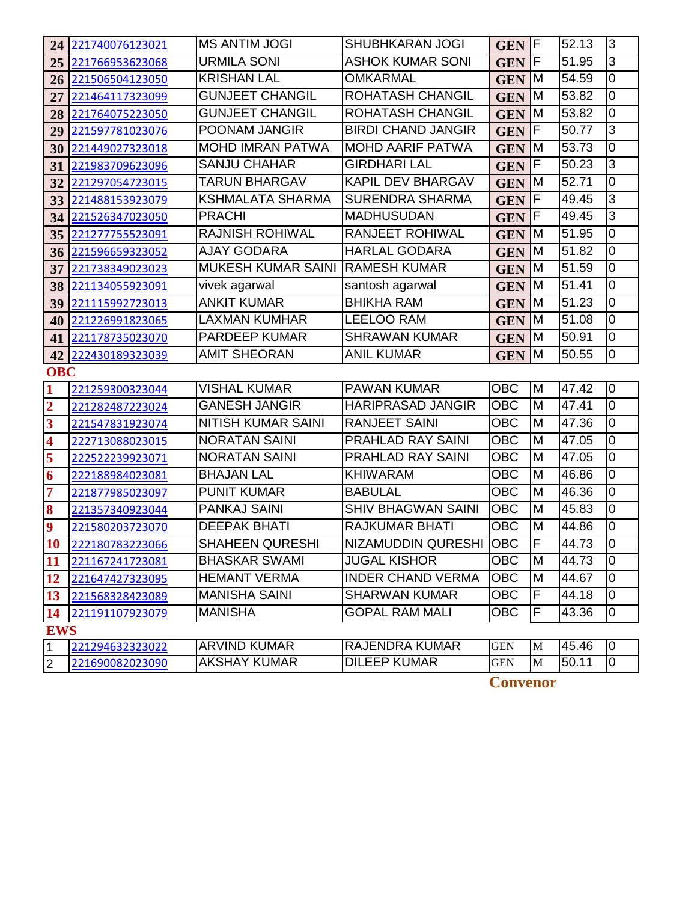| | | | | | | | |
|---|---|---|---|---|---|---|---|
| 24 | 221740076123021 | MS ANTIM JOGI | SHUBHKARAN JOGI | GEN | F | 52.13 | 3 |
| 25 | 221766953623068 | URMILA SONI | ASHOK KUMAR SONI | GEN | F | 51.95 | 3 |
| 26 | 221506504123050 | KRISHAN LAL | OMKARMAL | GEN | M | 54.59 | 0 |
| 27 | 221464117323099 | GUNJEET CHANGIL | ROHATASH CHANGIL | GEN | M | 53.82 | 0 |
| 28 | 221764075223050 | GUNJEET CHANGIL | ROHATASH CHANGIL | GEN | M | 53.82 | 0 |
| 29 | 221597781023076 | POONAM JANGIR | BIRDI CHAND JANGIR | GEN | F | 50.77 | 3 |
| 30 | 221449027323018 | MOHD IMRAN PATWA | MOHD AARIF PATWA | GEN | M | 53.73 | 0 |
| 31 | 221983709623096 | SANJU CHAHAR | GIRDHARI LAL | GEN | F | 50.23 | 3 |
| 32 | 221297054723015 | TARUN BHARGAV | KAPIL DEV BHARGAV | GEN | M | 52.71 | 0 |
| 33 | 221488153923079 | KSHMALATA SHARMA | SURENDRA SHARMA | GEN | F | 49.45 | 3 |
| 34 | 221526347023050 | PRACHI | MADHUSUDAN | GEN | F | 49.45 | 3 |
| 35 | 221277755523091 | RAJNISH ROHIWAL | RANJEET ROHIWAL | GEN | M | 51.95 | 0 |
| 36 | 221596659323052 | AJAY GODARA | HARLAL GODARA | GEN | M | 51.82 | 0 |
| 37 | 221738349023023 | MUKESH KUMAR SAINI | RAMESH KUMAR | GEN | M | 51.59 | 0 |
| 38 | 221134055923091 | vivek agarwal | santosh agarwal | GEN | M | 51.41 | 0 |
| 39 | 221115992723013 | ANKIT KUMAR | BHIKHA RAM | GEN | M | 51.23 | 0 |
| 40 | 221226991823065 | LAXMAN KUMHAR | LEELOO RAM | GEN | M | 51.08 | 0 |
| 41 | 221178735023070 | PARDEEP KUMAR | SHRAWAN KUMAR | GEN | M | 50.91 | 0 |
| 42 | 222430189323039 | AMIT SHEORAN | ANIL KUMAR | GEN | M | 50.55 | 0 |

**OBC**

| | | | | | | | |
|---|---|---|---|---|---|---|---|
| 1 | 221259300323044 | VISHAL KUMAR | PAWAN KUMAR | OBC | M | 47.42 | 0 |
| 2 | 221282487223024 | GANESH JANGIR | HARIPRASAD JANGIR | OBC | M | 47.41 | 0 |
| 3 | 221547831923074 | NITISH KUMAR SAINI | RANJEET SAINI | OBC | M | 47.36 | 0 |
| 4 | 222713088023015 | NORATAN SAINI | PRAHLAD RAY SAINI | OBC | M | 47.05 | 0 |
| 5 | 222522239923071 | NORATAN SAINI | PRAHLAD RAY SAINI | OBC | M | 47.05 | 0 |
| 6 | 222188984023081 | BHAJAN LAL | KHIWARAM | OBC | M | 46.86 | 0 |
| 7 | 221877985023097 | PUNIT KUMAR | BABULAL | OBC | M | 46.36 | 0 |
| 8 | 221357340923044 | PANKAJ SAINI | SHIV BHAGWAN SAINI | OBC | M | 45.83 | 0 |
| 9 | 221580203723070 | DEEPAK BHATI | RAJKUMAR BHATI | OBC | M | 44.86 | 0 |
| 10 | 222180783223066 | SHAHEEN QURESHI | NIZAMUDDIN QURESHI | OBC | F | 44.73 | 0 |
| 11 | 221167241723081 | BHASKAR SWAMI | JUGAL KISHOR | OBC | M | 44.73 | 0 |
| 12 | 221647427323095 | HEMANT VERMA | INDER CHAND VERMA | OBC | M | 44.67 | 0 |
| 13 | 221568328423089 | MANISHA SAINI | SHARWAN KUMAR | OBC | F | 44.18 | 0 |
| 14 | 221191107923079 | MANISHA | GOPAL RAM MALI | OBC | F | 43.36 | 0 |

**EWS**

| | | | | | | | |
|---|---|---|---|---|---|---|---|
| 1 | 221294632323022 | ARVIND KUMAR | RAJENDRA KUMAR | GEN | M | 45.46 | 0 |
| 2 | 221690082023090 | AKSHAY KUMAR | DILEEP KUMAR | GEN | M | 50.11 | 0 |

**Convenor**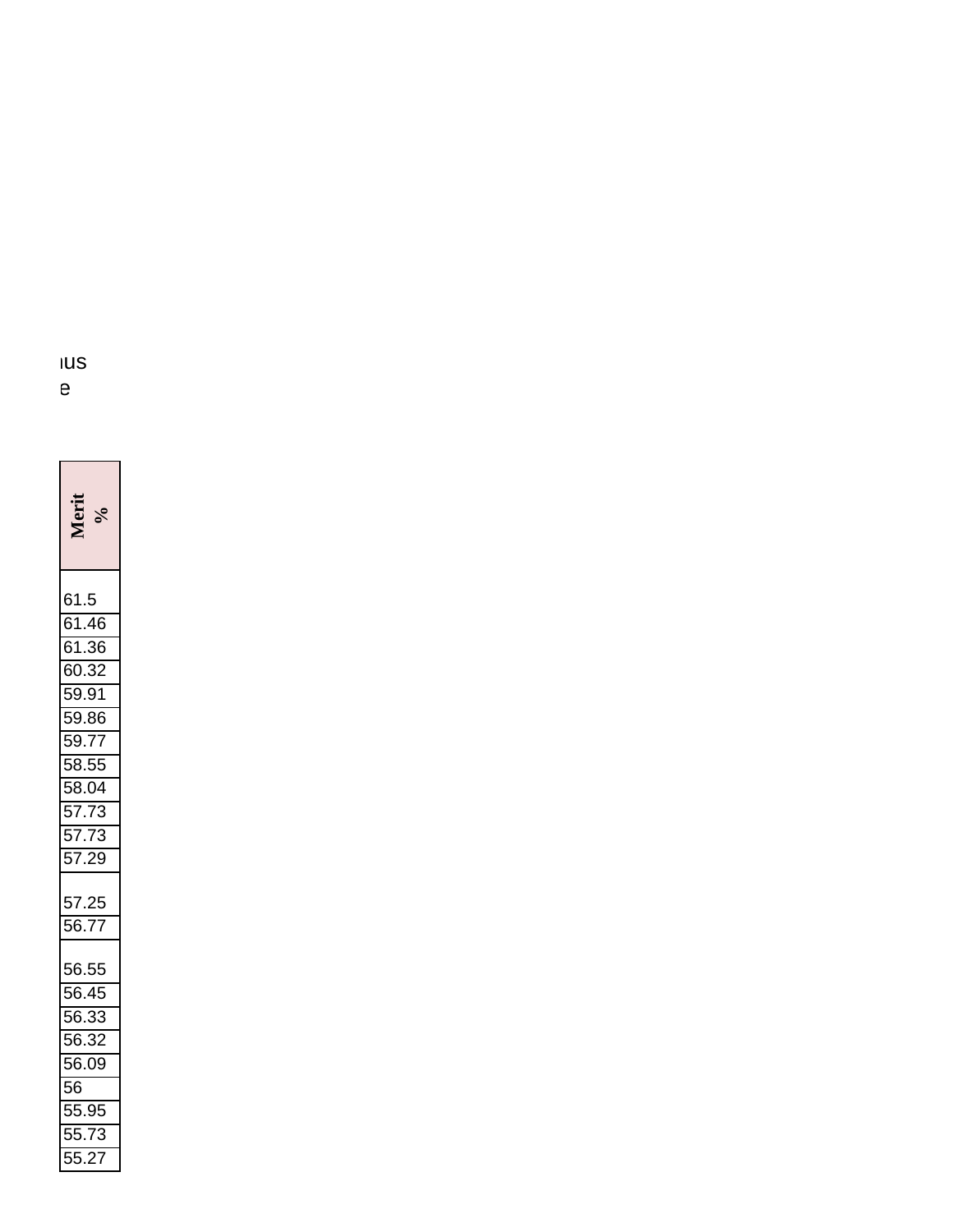ıus
e

| Merit % |
|---|
| 61.5 |
| 61.46 |
| 61.36 |
| 60.32 |
| 59.91 |
| 59.86 |
| 59.77 |
| 58.55 |
| 58.04 |
| 57.73 |
| 57.73 |
| 57.29 |
| 57.25 |
| 56.77 |
| 56.55 |
| 56.45 |
| 56.33 |
| 56.32 |
| 56.09 |
| 56 |
| 55.95 |
| 55.73 |
| 55.27 |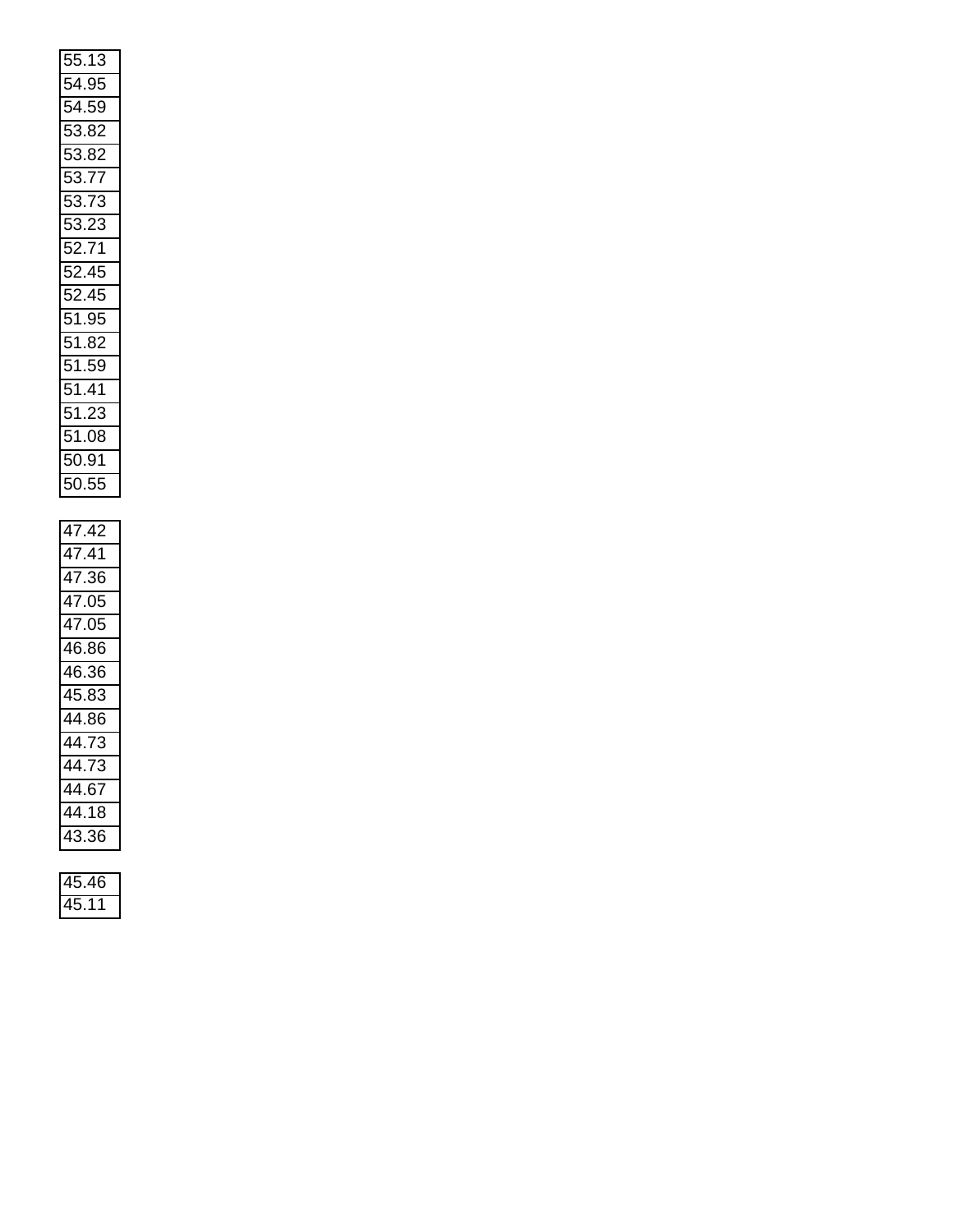| |
|---|
| 55.13 |
| 54.95 |
| 54.59 |
| 53.82 |
| 53.82 |
| 53.77 |
| 53.73 |
| 53.23 |
| 52.71 |
| 52.45 |
| 52.45 |
| 51.95 |
| 51.82 |
| 51.59 |
| 51.41 |
| 51.23 |
| 51.08 |
| 50.91 |
| 50.55 |

| |
|---|
| 47.42 |
| 47.41 |
| 47.36 |
| 47.05 |
| 47.05 |
| 46.86 |
| 46.36 |
| 45.83 |
| 44.86 |
| 44.73 |
| 44.73 |
| 44.67 |
| 44.18 |
| 43.36 |

| |
|---|
| 45.46 |
| 45.11 |